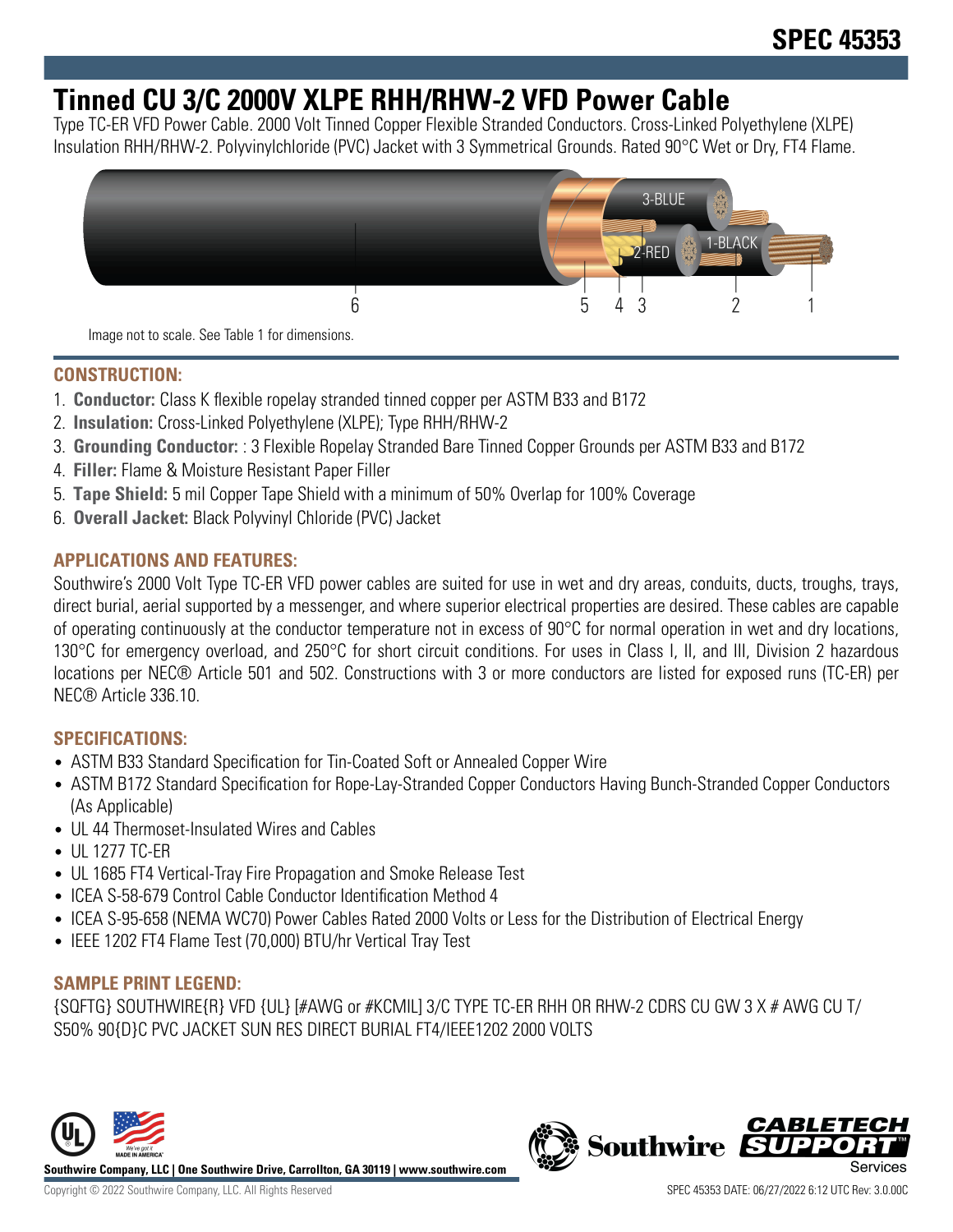SPEC 45353

# Tinned CU 3/C 2000V XLPE RHH/RHW-2 VFD Power Cable

Type TC-ER VFD Power Cable. 2000 Volt Tinned Copper Flexible Stranded Conductors. Cross-Linked Polyethylene (XLPE) Insulation RHH/RHW-2. Polyvinylchloride (PVC) Jacket with 3 Symmetrical Grounds. Rated 90°C Wet or Dry, FT4 Flame.

Image not to scale. See Table 1 for dimensions.

## CONSTRUCTION:

1. **Conductor:** Class K flexible ropelay stranded tinned copper per ASTM B33 and B172
2. **Insulation:** Cross-Linked Polyethylene (XLPE); Type RHH/RHW-2
3. **Grounding Conductor:** : 3 Flexible Ropelay Stranded Bare Tinned Copper Grounds per ASTM B33 and B172
4. **Filler:** Flame & Moisture Resistant Paper Filler
5. **Tape Shield:** 5 mil Copper Tape Shield with a minimum of 50% Overlap for 100% Coverage
6. **Overall Jacket:** Black Polyvinyl Chloride (PVC) Jacket

## APPLICATIONS AND FEATURES:

Southwire's 2000 Volt Type TC-ER VFD power cables are suited for use in wet and dry areas, conduits, ducts, troughs, trays, direct burial, aerial supported by a messenger, and where superior electrical properties are desired. These cables are capable of operating continuously at the conductor temperature not in excess of 90°C for normal operation in wet and dry locations, 130°C for emergency overload, and 250°C for short circuit conditions. For uses in Class I, II, and III, Division 2 hazardous locations per NEC® Article 501 and 502. Constructions with 3 or more conductors are listed for exposed runs (TC-ER) per NEC® Article 336.10.

## SPECIFICATIONS:

- ASTM B33 Standard Specification for Tin-Coated Soft or Annealed Copper Wire
- ASTM B172 Standard Specification for Rope-Lay-Stranded Copper Conductors Having Bunch-Stranded Copper Conductors (As Applicable)
- UL 44 Thermoset-Insulated Wires and Cables
- UL 1277 TC-ER
- UL 1685 FT4 Vertical-Tray Fire Propagation and Smoke Release Test
- ICEA S-58-679 Control Cable Conductor Identification Method 4
- ICEA S-95-658 (NEMA WC70) Power Cables Rated 2000 Volts or Less for the Distribution of Electrical Energy
- IEEE 1202 FT4 Flame Test (70,000) BTU/hr Vertical Tray Test

## SAMPLE PRINT LEGEND:

{SQFTG} SOUTHWIRE{R} VFD {UL} [#AWG or #KCMIL] 3/C TYPE TC-ER RHH OR RHW-2 CDRS CU GW 3 X # AWG CU T/S50% 90{D}C PVC JACKET SUN RES DIRECT BURIAL FT4/IEEE1202 2000 VOLTS

Southwire Company, LLC | One Southwire Drive, Carrollton, GA 30119 | www.southwire.com

Copyright © 2022 Southwire Company, LLC. All Rights Reserved

SPEC 45353 DATE: 06/27/2022 6:12 UTC Rev: 3.0.00C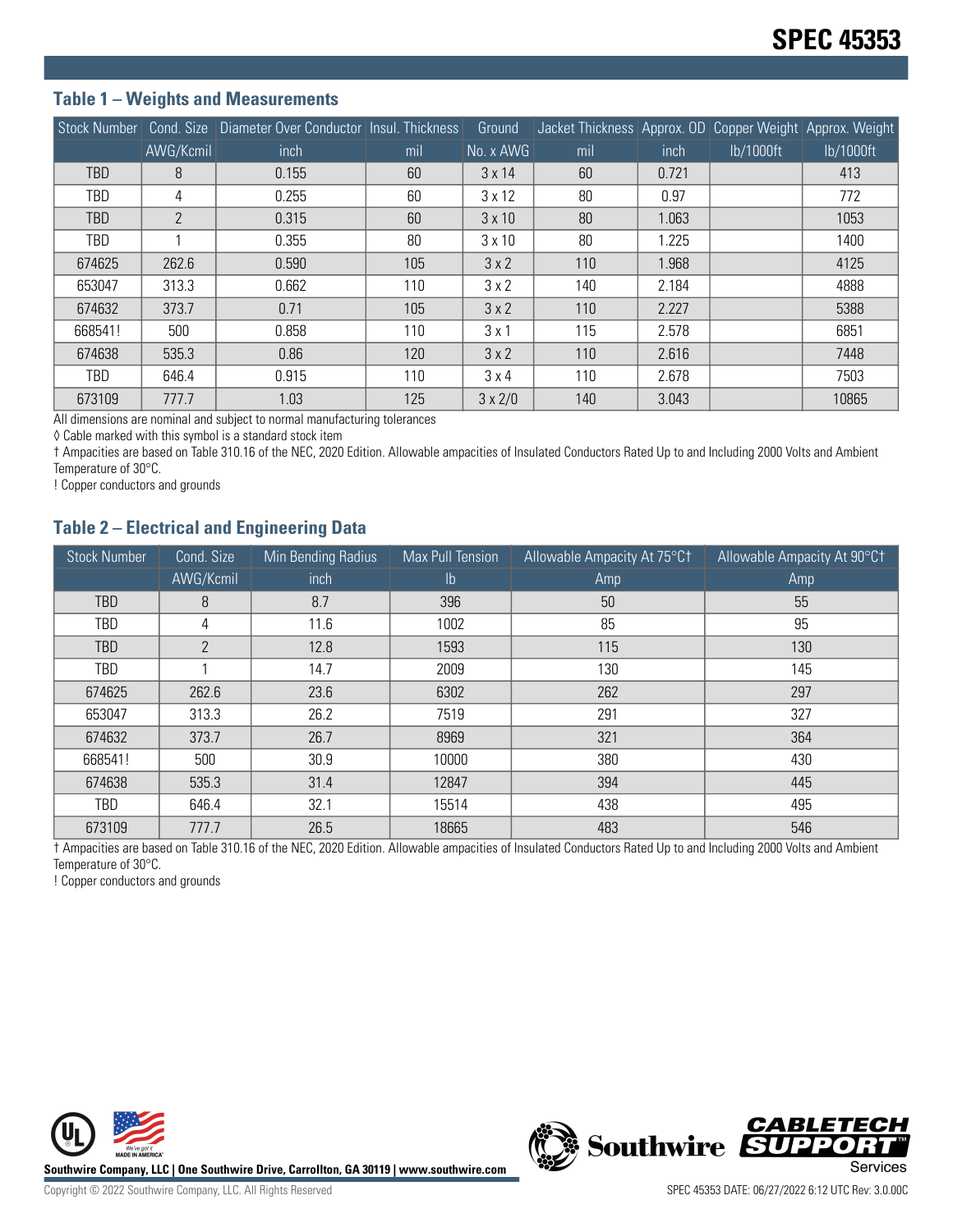## Table 1 – Weights and Measurements

| Stock Number | Cond. Size | Diameter Over Conductor | Insul. Thickness | Ground | Jacket Thickness | Approx. OD | Copper Weight | Approx. Weight |
|---|---|---|---|---|---|---|---|---|
| | AWG/Kcmil | inch | mil | No. x AWG | mil | inch | lb/1000ft | lb/1000ft |
| TBD | 8 | 0.155 | 60 | 3 x 14 | 60 | 0.721 | | 413 |
| TBD | 4 | 0.255 | 60 | 3 x 12 | 80 | 0.97 | | 772 |
| TBD | 2 | 0.315 | 60 | 3 x 10 | 80 | 1.063 | | 1053 |
| TBD | 1 | 0.355 | 80 | 3 x 10 | 80 | 1.225 | | 1400 |
| 674625 | 262.6 | 0.590 | 105 | 3 x 2 | 110 | 1.968 | | 4125 |
| 653047 | 313.3 | 0.662 | 110 | 3 x 2 | 140 | 2.184 | | 4888 |
| 674632 | 373.7 | 0.71 | 105 | 3 x 2 | 110 | 2.227 | | 5388 |
| 668541! | 500 | 0.858 | 110 | 3 x 1 | 115 | 2.578 | | 6851 |
| 674638 | 535.3 | 0.86 | 120 | 3 x 2 | 110 | 2.616 | | 7448 |
| TBD | 646.4 | 0.915 | 110 | 3 x 4 | 110 | 2.678 | | 7503 |
| 673109 | 777.7 | 1.03 | 125 | 3 x 2/0 | 140 | 3.043 | | 10865 |

All dimensions are nominal and subject to normal manufacturing tolerances

◊ Cable marked with this symbol is a standard stock item

† Ampacities are based on Table 310.16 of the NEC, 2020 Edition. Allowable ampacities of Insulated Conductors Rated Up to and Including 2000 Volts and Ambient Temperature of 30°C.

! Copper conductors and grounds

## Table 2 – Electrical and Engineering Data

| Stock Number | Cond. Size | Min Bending Radius | Max Pull Tension | Allowable Ampacity At 75°C† | Allowable Ampacity At 90°C† |
|---|---|---|---|---|---|
| | AWG/Kcmil | inch | lb | Amp | Amp |
| TBD | 8 | 8.7 | 396 | 50 | 55 |
| TBD | 4 | 11.6 | 1002 | 85 | 95 |
| TBD | 2 | 12.8 | 1593 | 115 | 130 |
| TBD | 1 | 14.7 | 2009 | 130 | 145 |
| 674625 | 262.6 | 23.6 | 6302 | 262 | 297 |
| 653047 | 313.3 | 26.2 | 7519 | 291 | 327 |
| 674632 | 373.7 | 26.7 | 8969 | 321 | 364 |
| 668541! | 500 | 30.9 | 10000 | 380 | 430 |
| 674638 | 535.3 | 31.4 | 12847 | 394 | 445 |
| TBD | 646.4 | 32.1 | 15514 | 438 | 495 |
| 673109 | 777.7 | 26.5 | 18665 | 483 | 546 |

† Ampacities are based on Table 310.16 of the NEC, 2020 Edition. Allowable ampacities of Insulated Conductors Rated Up to and Including 2000 Volts and Ambient Temperature of 30°C.

! Copper conductors and grounds

Southwire Company, LLC | One Southwire Drive, Carrollton, GA 30119 | www.southwire.com

Copyright © 2022 Southwire Company, LLC. All Rights Reserved

SPEC 45353 DATE: 06/27/2022 6:12 UTC Rev: 3.0.00C